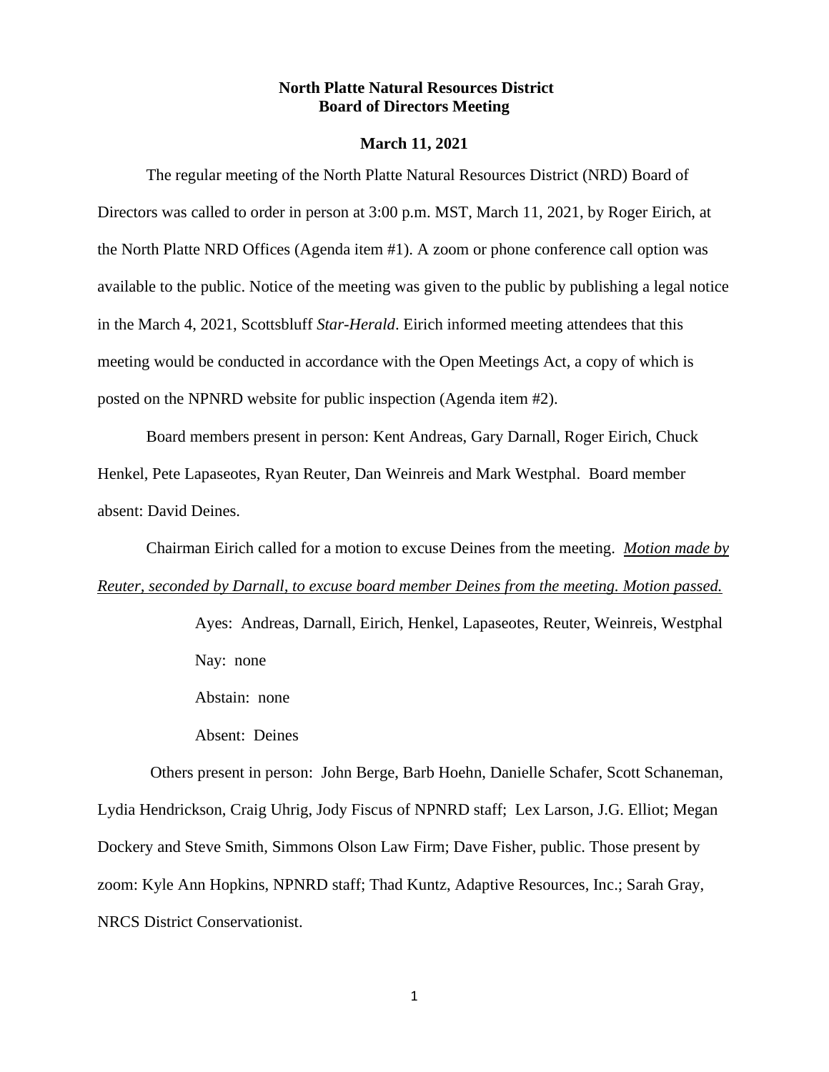**North Platte Natural Resources District**
**Board of Directors Meeting**

**March 11, 2021**

The regular meeting of the North Platte Natural Resources District (NRD) Board of Directors was called to order in person at 3:00 p.m. MST, March 11, 2021, by Roger Eirich, at the North Platte NRD Offices (Agenda item #1). A zoom or phone conference call option was available to the public. Notice of the meeting was given to the public by publishing a legal notice in the March 4, 2021, Scottsbluff *Star-Herald*. Eirich informed meeting attendees that this meeting would be conducted in accordance with the Open Meetings Act, a copy of which is posted on the NPNRD website for public inspection (Agenda item #2).

Board members present in person: Kent Andreas, Gary Darnall, Roger Eirich, Chuck Henkel, Pete Lapaseotes, Ryan Reuter, Dan Weinreis and Mark Westphal. Board member absent: David Deines.

Chairman Eirich called for a motion to excuse Deines from the meeting. <u>*Motion made by Reuter, seconded by Darnall, to excuse board member Deines from the meeting. Motion passed.*</u>

> Ayes: Andreas, Darnall, Eirich, Henkel, Lapaseotes, Reuter, Weinreis, Westphal
>
> Nay: none
>
> Abstain: none
>
> Absent: Deines

Others present in person: John Berge, Barb Hoehn, Danielle Schafer, Scott Schaneman, Lydia Hendrickson, Craig Uhrig, Jody Fiscus of NPNRD staff; Lex Larson, J.G. Elliot; Megan Dockery and Steve Smith, Simmons Olson Law Firm; Dave Fisher, public. Those present by zoom: Kyle Ann Hopkins, NPNRD staff; Thad Kuntz, Adaptive Resources, Inc.; Sarah Gray, NRCS District Conservationist.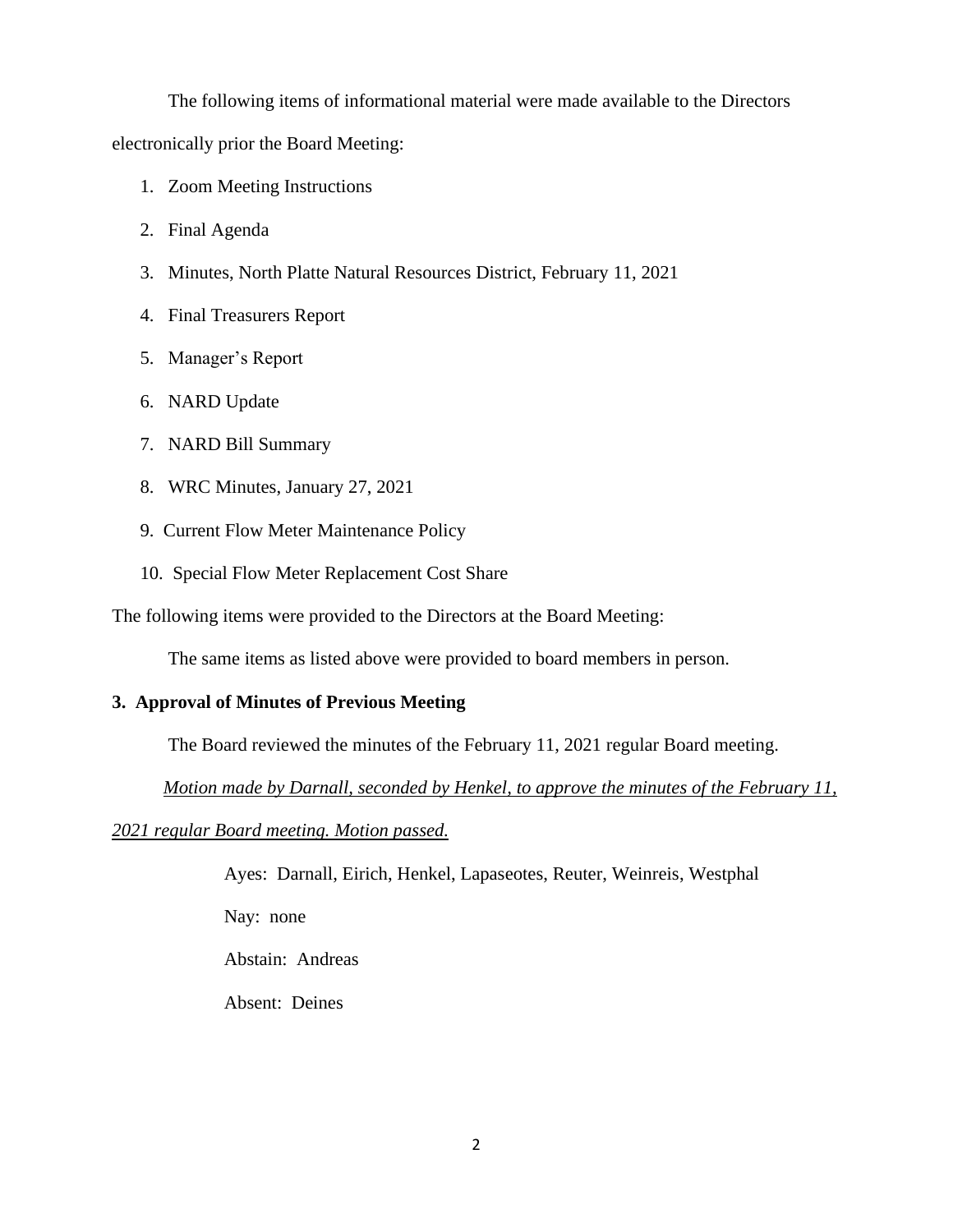The following items of informational material were made available to the Directors electronically prior the Board Meeting:

1. Zoom Meeting Instructions
2. Final Agenda
3. Minutes, North Platte Natural Resources District, February 11, 2021
4. Final Treasurers Report
5. Manager's Report
6. NARD Update
7. NARD Bill Summary
8. WRC Minutes, January 27, 2021
9. Current Flow Meter Maintenance Policy
10. Special Flow Meter Replacement Cost Share

The following items were provided to the Directors at the Board Meeting:

The same items as listed above were provided to board members in person.

**3. Approval of Minutes of Previous Meeting**

The Board reviewed the minutes of the February 11, 2021 regular Board meeting.

*Motion made by Darnall, seconded by Henkel, to approve the minutes of the February 11, 2021 regular Board meeting. Motion passed.*

Ayes: Darnall, Eirich, Henkel, Lapaseotes, Reuter, Weinreis, Westphal

Nay: none

Abstain: Andreas

Absent: Deines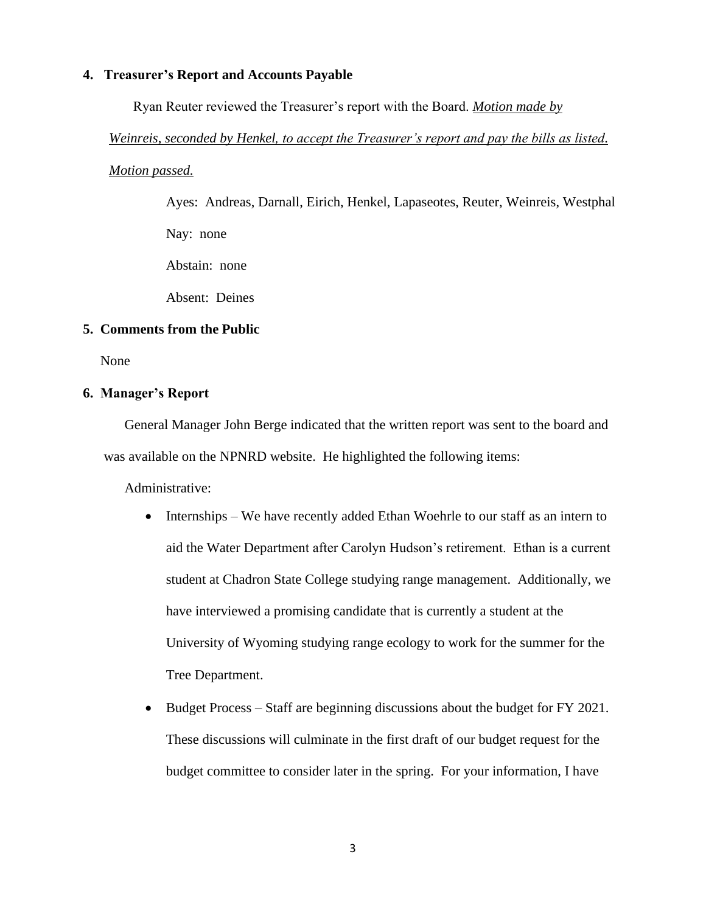## 4. Treasurer's Report and Accounts Payable

Ryan Reuter reviewed the Treasurer's report with the Board. *Motion made by Weinreis, seconded by Henkel, to accept the Treasurer's report and pay the bills as listed. Motion passed.*

Ayes: Andreas, Darnall, Eirich, Henkel, Lapaseotes, Reuter, Weinreis, Westphal

Nay: none

Abstain: none

Absent: Deines

## 5. Comments from the Public

None

## 6. Manager's Report

General Manager John Berge indicated that the written report was sent to the board and was available on the NPNRD website. He highlighted the following items:

Administrative:

- Internships – We have recently added Ethan Woehrle to our staff as an intern to aid the Water Department after Carolyn Hudson's retirement. Ethan is a current student at Chadron State College studying range management. Additionally, we have interviewed a promising candidate that is currently a student at the University of Wyoming studying range ecology to work for the summer for the Tree Department.
- Budget Process – Staff are beginning discussions about the budget for FY 2021. These discussions will culminate in the first draft of our budget request for the budget committee to consider later in the spring. For your information, I have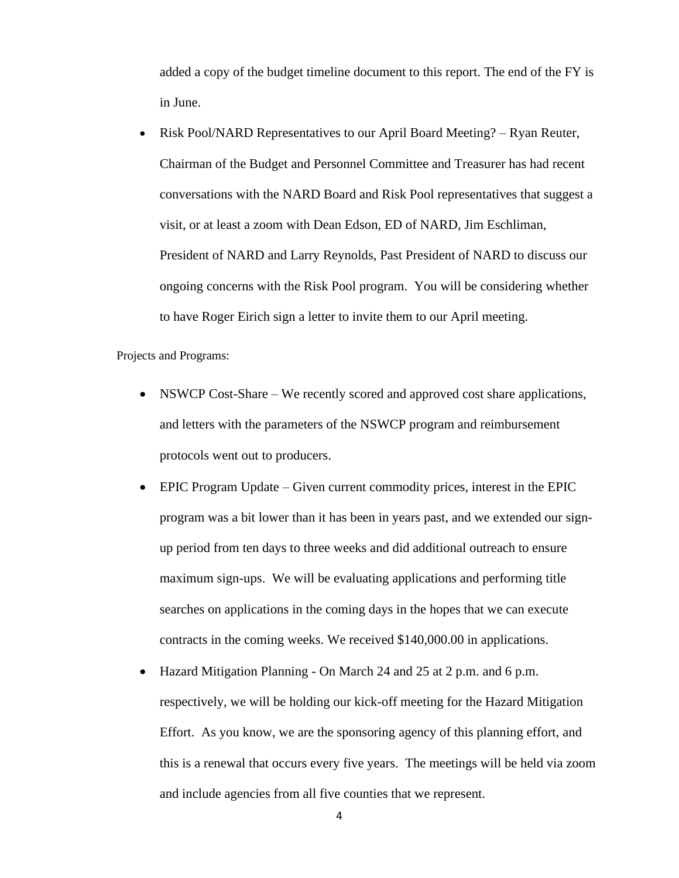added a copy of the budget timeline document to this report. The end of the FY is in June.

- Risk Pool/NARD Representatives to our April Board Meeting? – Ryan Reuter, Chairman of the Budget and Personnel Committee and Treasurer has had recent conversations with the NARD Board and Risk Pool representatives that suggest a visit, or at least a zoom with Dean Edson, ED of NARD, Jim Eschliman, President of NARD and Larry Reynolds, Past President of NARD to discuss our ongoing concerns with the Risk Pool program. You will be considering whether to have Roger Eirich sign a letter to invite them to our April meeting.

Projects and Programs:

- NSWCP Cost-Share – We recently scored and approved cost share applications, and letters with the parameters of the NSWCP program and reimbursement protocols went out to producers.
- EPIC Program Update – Given current commodity prices, interest in the EPIC program was a bit lower than it has been in years past, and we extended our sign-up period from ten days to three weeks and did additional outreach to ensure maximum sign-ups. We will be evaluating applications and performing title searches on applications in the coming days in the hopes that we can execute contracts in the coming weeks. We received $140,000.00 in applications.
- Hazard Mitigation Planning - On March 24 and 25 at 2 p.m. and 6 p.m. respectively, we will be holding our kick-off meeting for the Hazard Mitigation Effort. As you know, we are the sponsoring agency of this planning effort, and this is a renewal that occurs every five years. The meetings will be held via zoom and include agencies from all five counties that we represent.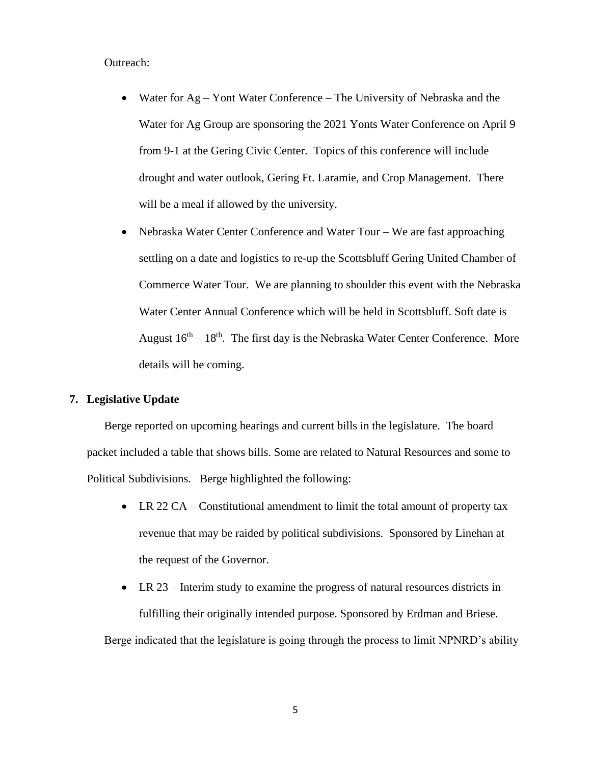Outreach:

- Water for Ag – Yont Water Conference – The University of Nebraska and the Water for Ag Group are sponsoring the 2021 Yonts Water Conference on April 9 from 9-1 at the Gering Civic Center. Topics of this conference will include drought and water outlook, Gering Ft. Laramie, and Crop Management. There will be a meal if allowed by the university.
- Nebraska Water Center Conference and Water Tour – We are fast approaching settling on a date and logistics to re-up the Scottsbluff Gering United Chamber of Commerce Water Tour. We are planning to shoulder this event with the Nebraska Water Center Annual Conference which will be held in Scottsbluff. Soft date is August 16th – 18th. The first day is the Nebraska Water Center Conference. More details will be coming.

**7. Legislative Update**

Berge reported on upcoming hearings and current bills in the legislature. The board packet included a table that shows bills. Some are related to Natural Resources and some to Political Subdivisions. Berge highlighted the following:

- LR 22 CA – Constitutional amendment to limit the total amount of property tax revenue that may be raided by political subdivisions. Sponsored by Linehan at the request of the Governor.
- LR 23 – Interim study to examine the progress of natural resources districts in fulfilling their originally intended purpose. Sponsored by Erdman and Briese.

Berge indicated that the legislature is going through the process to limit NPNRD's ability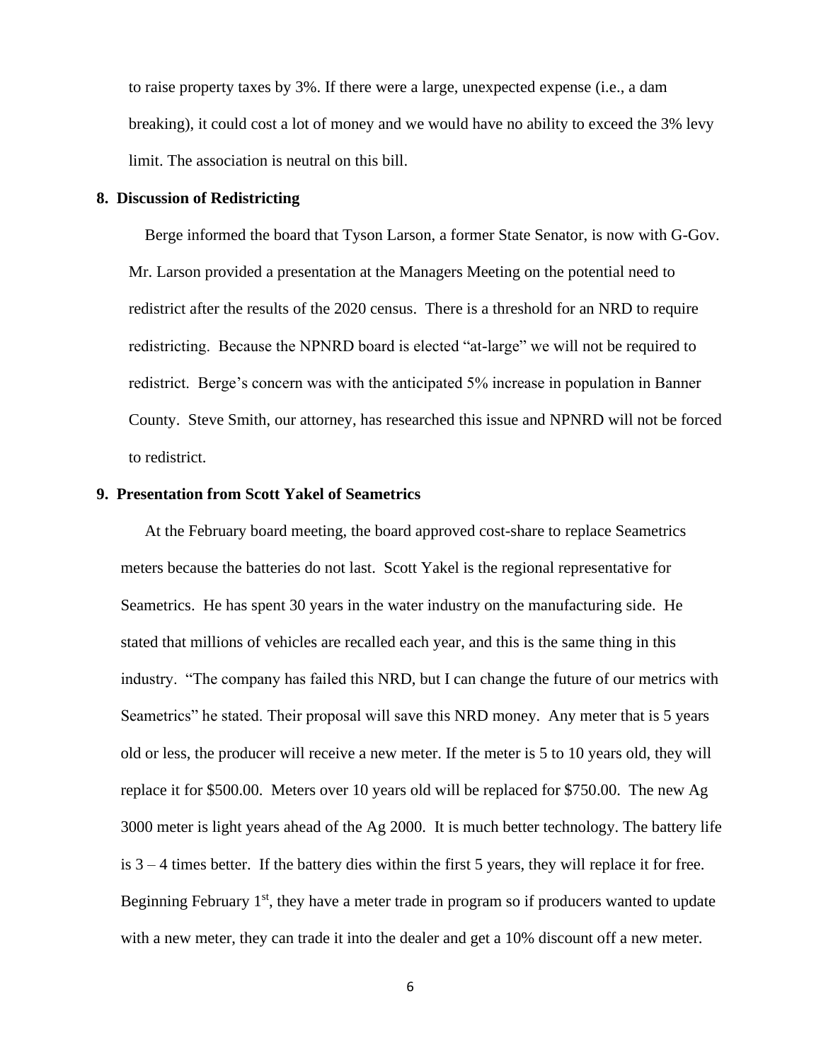to raise property taxes by 3%. If there were a large, unexpected expense (i.e., a dam breaking), it could cost a lot of money and we would have no ability to exceed the 3% levy limit. The association is neutral on this bill.

**8. Discussion of Redistricting**

Berge informed the board that Tyson Larson, a former State Senator, is now with G-Gov. Mr. Larson provided a presentation at the Managers Meeting on the potential need to redistrict after the results of the 2020 census. There is a threshold for an NRD to require redistricting. Because the NPNRD board is elected "at-large" we will not be required to redistrict. Berge's concern was with the anticipated 5% increase in population in Banner County. Steve Smith, our attorney, has researched this issue and NPNRD will not be forced to redistrict.

**9. Presentation from Scott Yakel of Seametrics**

At the February board meeting, the board approved cost-share to replace Seametrics meters because the batteries do not last. Scott Yakel is the regional representative for Seametrics. He has spent 30 years in the water industry on the manufacturing side. He stated that millions of vehicles are recalled each year, and this is the same thing in this industry. "The company has failed this NRD, but I can change the future of our metrics with Seametrics" he stated. Their proposal will save this NRD money. Any meter that is 5 years old or less, the producer will receive a new meter. If the meter is 5 to 10 years old, they will replace it for $500.00. Meters over 10 years old will be replaced for $750.00. The new Ag 3000 meter is light years ahead of the Ag 2000. It is much better technology. The battery life is 3 – 4 times better. If the battery dies within the first 5 years, they will replace it for free. Beginning February 1st, they have a meter trade in program so if producers wanted to update with a new meter, they can trade it into the dealer and get a 10% discount off a new meter.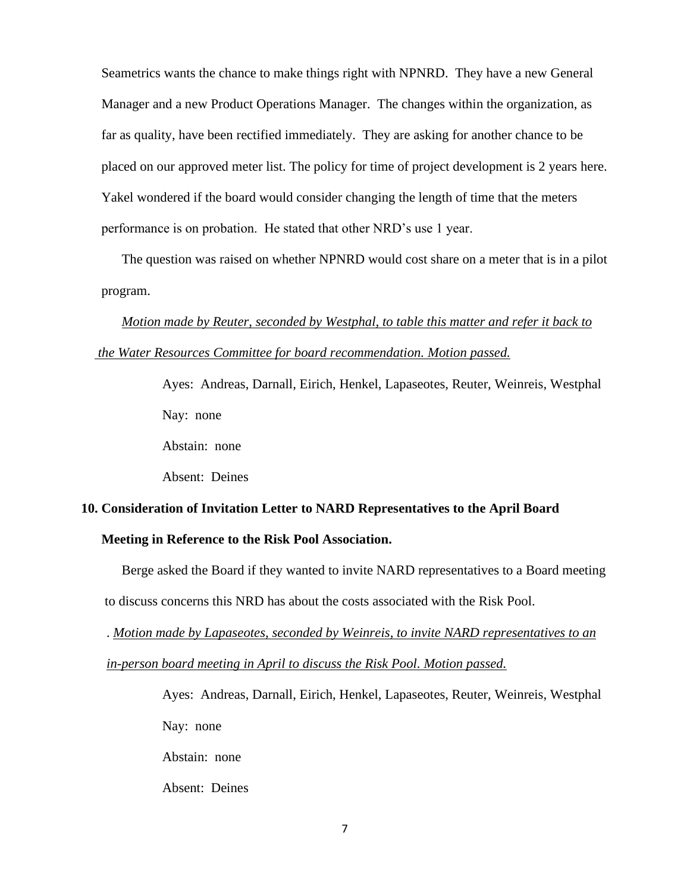Seametrics wants the chance to make things right with NPNRD. They have a new General Manager and a new Product Operations Manager. The changes within the organization, as far as quality, have been rectified immediately. They are asking for another chance to be placed on our approved meter list. The policy for time of project development is 2 years here. Yakel wondered if the board would consider changing the length of time that the meters performance is on probation. He stated that other NRD's use 1 year.

The question was raised on whether NPNRD would cost share on a meter that is in a pilot program.

*Motion made by Reuter, seconded by Westphal, to table this matter and refer it back to the Water Resources Committee for board recommendation. Motion passed.*

Ayes: Andreas, Darnall, Eirich, Henkel, Lapaseotes, Reuter, Weinreis, Westphal

Nay: none

Abstain: none

Absent: Deines

**10. Consideration of Invitation Letter to NARD Representatives to the April Board Meeting in Reference to the Risk Pool Association.**

Berge asked the Board if they wanted to invite NARD representatives to a Board meeting to discuss concerns this NRD has about the costs associated with the Risk Pool.

. *Motion made by Lapaseotes, seconded by Weinreis, to invite NARD representatives to an in-person board meeting in April to discuss the Risk Pool. Motion passed.*

Ayes: Andreas, Darnall, Eirich, Henkel, Lapaseotes, Reuter, Weinreis, Westphal

Nay: none

Abstain: none

Absent: Deines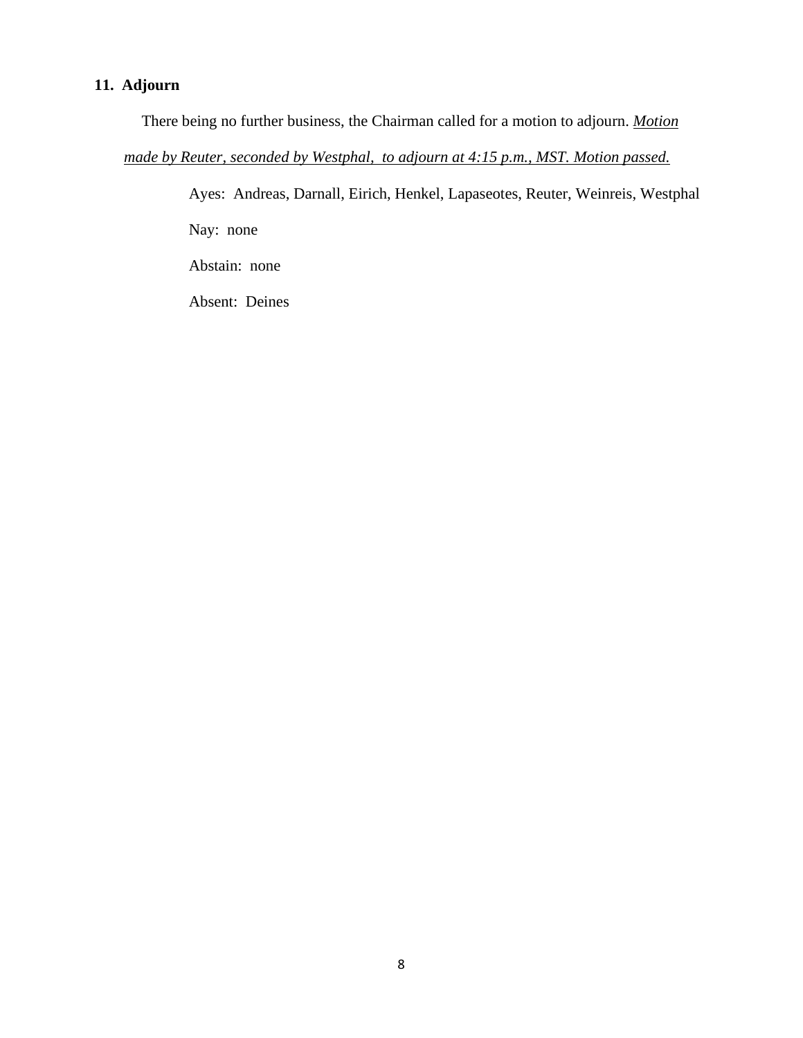**11. Adjourn**

There being no further business, the Chairman called for a motion to adjourn. *Motion made by Reuter, seconded by Westphal, to adjourn at 4:15 p.m., MST. Motion passed.*

Ayes: Andreas, Darnall, Eirich, Henkel, Lapaseotes, Reuter, Weinreis, Westphal

Nay: none

Abstain: none

Absent: Deines